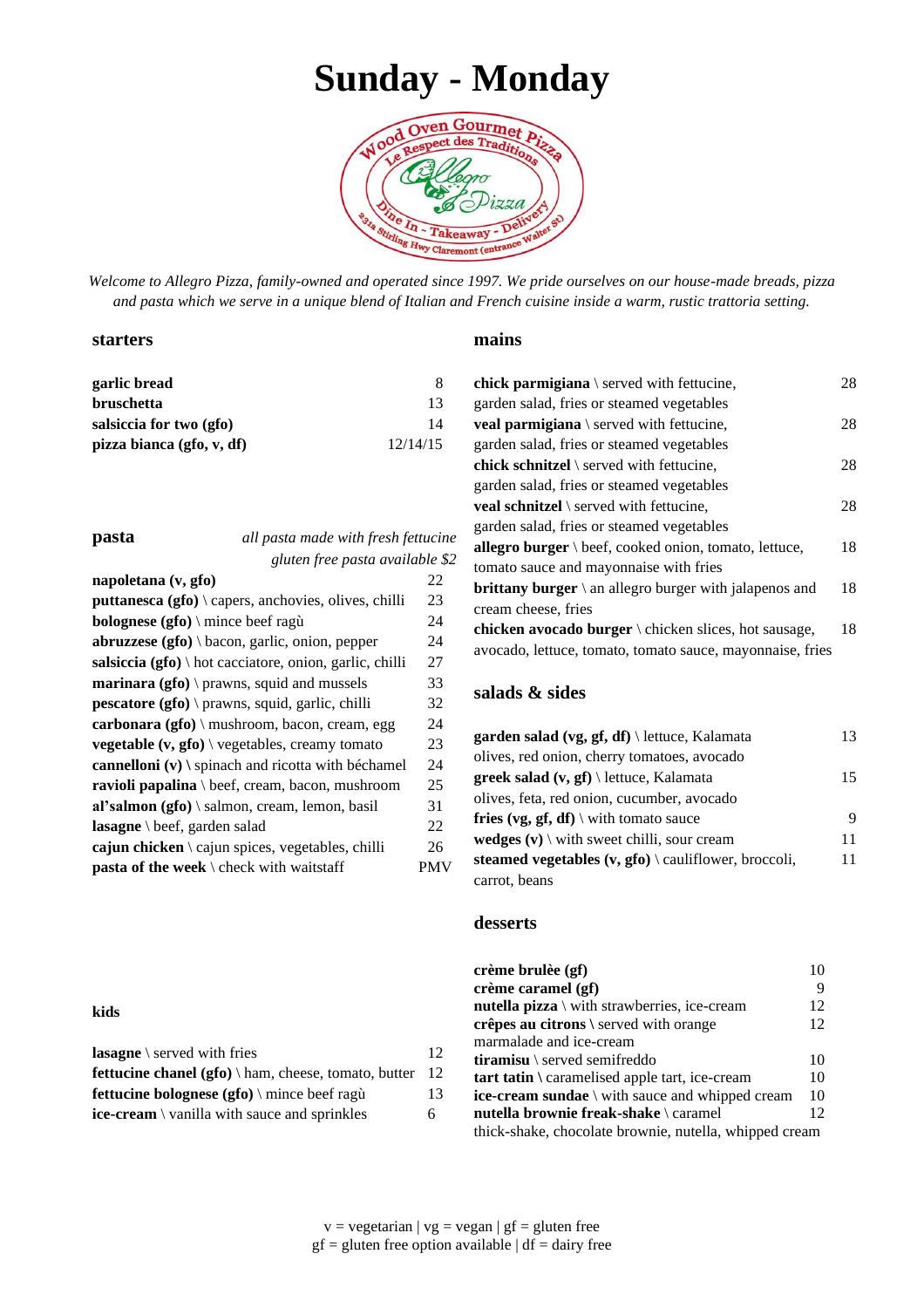# Sunday - Monday

Wood Oven Gourmet Pizza
Le Respect des Traditions
Allegro Pizza
Dine In - Takeaway - Delivery
231a Stirling Hwy Claremont (entrance Walter St)

*Welcome to Allegro Pizza, family-owned and operated since 1997. We pride ourselves on our house-made breads, pizza and pasta which we serve in a unique blend of Italian and French cuisine inside a warm, rustic trattoria setting.*

## starters

| | |
|---|---|
| **garlic bread** | 8 |
| **bruschetta** | 13 |
| **salsiccia for two (gfo)** | 14 |
| **pizza bianca (gfo, v, df)** | 12/14/15 |

## pasta

*all pasta made with fresh fettucine*
*gluten free pasta available $2*

| | |
|---|---|
| **napoletana (v, gfo)** | 22 |
| **puttanesca (gfo)** \ capers, anchovies, olives, chilli | 23 |
| **bolognese (gfo)** \ mince beef ragù | 24 |
| **abruzzese (gfo)** \ bacon, garlic, onion, pepper | 24 |
| **salsiccia (gfo)** \ hot cacciatore, onion, garlic, chilli | 27 |
| **marinara (gfo)** \ prawns, squid and mussels | 33 |
| **pescatore (gfo)** \ prawns, squid, garlic, chilli | 32 |
| **carbonara (gfo)** \ mushroom, bacon, cream, egg | 24 |
| **vegetable (v, gfo)** \ vegetables, creamy tomato | 23 |
| **cannelloni (v) \** spinach and ricotta with béchamel | 24 |
| **ravioli papalina** \ beef, cream, bacon, mushroom | 25 |
| **al'salmon (gfo)** \ salmon, cream, lemon, basil | 31 |
| **lasagne** \ beef, garden salad | 22 |
| **cajun chicken** \ cajun spices, vegetables, chilli | 26 |
| **pasta of the week** \ check with waitstaff | PMV |

## kids

| | |
|---|---|
| **lasagne** \ served with fries | 12 |
| **fettucine chanel (gfo)** \ ham, cheese, tomato, butter | 12 |
| **fettucine bolognese (gfo)** \ mince beef ragù | 13 |
| **ice-cream** \ vanilla with sauce and sprinkles | 6 |

## mains

| | |
|---|---|
| **chick parmigiana** \ served with fettucine, garden salad, fries or steamed vegetables | 28 |
| **veal parmigiana** \ served with fettucine, garden salad, fries or steamed vegetables | 28 |
| **chick schnitzel** \ served with fettucine, garden salad, fries or steamed vegetables | 28 |
| **veal schnitzel** \ served with fettucine, garden salad, fries or steamed vegetables | 28 |
| **allegro burger** \ beef, cooked onion, tomato, lettuce, tomato sauce and mayonnaise with fries | 18 |
| **brittany burger** \ an allegro burger with jalapenos and cream cheese, fries | 18 |
| **chicken avocado burger** \ chicken slices, hot sausage, avocado, lettuce, tomato, tomato sauce, mayonnaise, fries | 18 |

## salads & sides

| | |
|---|---|
| **garden salad (vg, gf, df)** \ lettuce, Kalamata olives, red onion, cherry tomatoes, avocado | 13 |
| **greek salad (v, gf)** \ lettuce, Kalamata olives, feta, red onion, cucumber, avocado | 15 |
| **fries (vg, gf, df)** \ with tomato sauce | 9 |
| **wedges (v)** \ with sweet chilli, sour cream | 11 |
| **steamed vegetables (v, gfo)** \ cauliflower, broccoli, carrot, beans | 11 |

## desserts

| | |
|---|---|
| **crème brulèe (gf)** | 10 |
| **crème caramel (gf)** | 9 |
| **nutella pizza** \ with strawberries, ice-cream | 12 |
| **crêpes au citrons \** served with orange marmalade and ice-cream | 12 |
| **tiramisu** \ served semifreddo | 10 |
| **tart tatin** \ caramelised apple tart, ice-cream | 10 |
| **ice-cream sundae** \ with sauce and whipped cream | 10 |
| **nutella brownie freak-shake** \ caramel thick-shake, chocolate brownie, nutella, whipped cream | 12 |

v = vegetarian | vg = vegan | gf = gluten free
gf = gluten free option available | df = dairy free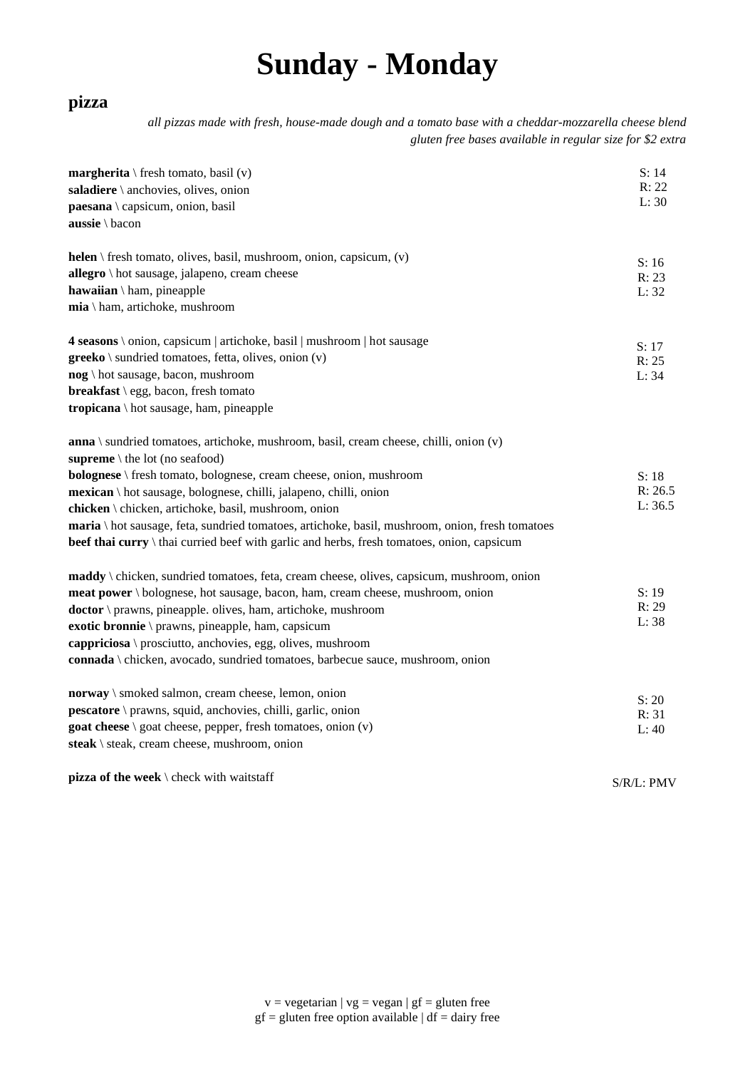# Sunday - Monday

## pizza

*all pizzas made with fresh, house-made dough and a tomato base with a cheddar-mozzarella cheese blend*
*gluten free bases available in regular size for $2 extra*

**margherita** \ fresh tomato, basil (v)
**saladiere** \ anchovies, olives, onion
**paesana** \ capsicum, onion, basil
**aussie** \ bacon

S: 14
R: 22
L: 30

**helen** \ fresh tomato, olives, basil, mushroom, onion, capsicum, (v)
**allegro** \ hot sausage, jalapeno, cream cheese
**hawaiian** \ ham, pineapple
**mia** \ ham, artichoke, mushroom

S: 16
R: 23
L: 32

**4 seasons** \ onion, capsicum | artichoke, basil | mushroom | hot sausage
**greeko** \ sundried tomatoes, fetta, olives, onion (v)
**nog** \ hot sausage, bacon, mushroom
**breakfast** \ egg, bacon, fresh tomato
**tropicana** \ hot sausage, ham, pineapple

S: 17
R: 25
L: 34

**anna** \ sundried tomatoes, artichoke, mushroom, basil, cream cheese, chilli, onion (v)
**supreme** \ the lot (no seafood)
**bolognese** \ fresh tomato, bolognese, cream cheese, onion, mushroom
**mexican** \ hot sausage, bolognese, chilli, jalapeno, chilli, onion
**chicken** \ chicken, artichoke, basil, mushroom, onion
**maria** \ hot sausage, feta, sundried tomatoes, artichoke, basil, mushroom, onion, fresh tomatoes
**beef thai curry** \ thai curried beef with garlic and herbs, fresh tomatoes, onion, capsicum

S: 18
R: 26.5
L: 36.5

**maddy** \ chicken, sundried tomatoes, feta, cream cheese, olives, capsicum, mushroom, onion
**meat power** \ bolognese, hot sausage, bacon, ham, cream cheese, mushroom, onion
**doctor** \ prawns, pineapple. olives, ham, artichoke, mushroom
**exotic bronnie** \ prawns, pineapple, ham, capsicum
**cappriciosa** \ prosciutto, anchovies, egg, olives, mushroom
**connada** \ chicken, avocado, sundried tomatoes, barbecue sauce, mushroom, onion

S: 19
R: 29
L: 38

**norway** \ smoked salmon, cream cheese, lemon, onion
**pescatore** \ prawns, squid, anchovies, chilli, garlic, onion
**goat cheese** \ goat cheese, pepper, fresh tomatoes, onion (v)
**steak** \ steak, cream cheese, mushroom, onion

S: 20
R: 31
L: 40

**pizza of the week** \ check with waitstaff

S/R/L: PMV

v = vegetarian | vg = vegan | gf = gluten free
gf = gluten free option available | df = dairy free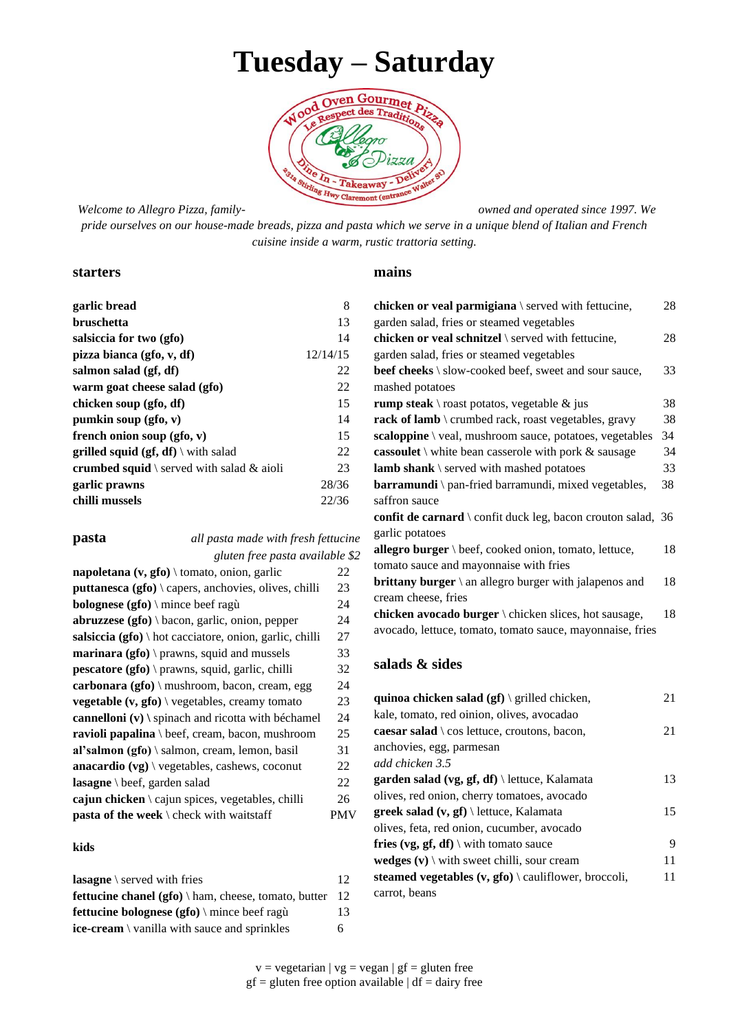# Tuesday – Saturday

*Welcome to Allegro Pizza, family-owned and operated since 1997. We pride ourselves on our house-made breads, pizza and pasta which we serve in a unique blend of Italian and French cuisine inside a warm, rustic trattoria setting.*

## starters

| | |
|---|---|
| **garlic bread** | 8 |
| **bruschetta** | 13 |
| **salsiccia for two (gfo)** | 14 |
| **pizza bianca (gfo, v, df)** | 12/14/15 |
| **salmon salad (gf, df)** | 22 |
| **warm goat cheese salad (gfo)** | 22 |
| **chicken soup (gfo, df)** | 15 |
| **pumkin soup (gfo, v)** | 14 |
| **french onion soup (gfo, v)** | 15 |
| **grilled squid (gf, df)** \ with salad | 22 |
| **crumbed squid** \ served with salad & aioli | 23 |
| **garlic prawns** | 28/36 |
| **chilli mussels** | 22/36 |

## pasta

*all pasta made with fresh fettucine*
*gluten free pasta available $2*

| | |
|---|---|
| **napoletana (v, gfo)** \ tomato, onion, garlic | 22 |
| **puttanesca (gfo)** \ capers, anchovies, olives, chilli | 23 |
| **bolognese (gfo)** \ mince beef ragù | 24 |
| **abruzzese (gfo)** \ bacon, garlic, onion, pepper | 24 |
| **salsiccia (gfo)** \ hot cacciatore, onion, garlic, chilli | 27 |
| **marinara (gfo)** \ prawns, squid and mussels | 33 |
| **pescatore (gfo)** \ prawns, squid, garlic, chilli | 32 |
| **carbonara (gfo)** \ mushroom, bacon, cream, egg | 24 |
| **vegetable (v, gfo)** \ vegetables, creamy tomato | 23 |
| **cannelloni (v)** \ spinach and ricotta with béchamel | 24 |
| **ravioli papalina** \ beef, cream, bacon, mushroom | 25 |
| **al'salmon (gfo)** \ salmon, cream, lemon, basil | 31 |
| **anacardio (vg)** \ vegetables, cashews, coconut | 22 |
| **lasagne** \ beef, garden salad | 22 |
| **cajun chicken** \ cajun spices, vegetables, chilli | 26 |
| **pasta of the week** \ check with waitstaff | PMV |

## kids

| | |
|---|---|
| **lasagne** \ served with fries | 12 |
| **fettucine chanel (gfo)** \ ham, cheese, tomato, butter | 12 |
| **fettucine bolognese (gfo)** \ mince beef ragù | 13 |
| **ice-cream** \ vanilla with sauce and sprinkles | 6 |

## mains

| | |
|---|---|
| **chicken or veal parmigiana** \ served with fettucine, garden salad, fries or steamed vegetables | 28 |
| **chicken or veal schnitzel** \ served with fettucine, garden salad, fries or steamed vegetables | 28 |
| **beef cheeks** \ slow-cooked beef, sweet and sour sauce, mashed potatoes | 33 |
| **rump steak** \ roast potatos, vegetable & jus | 38 |
| **rack of lamb** \ crumbed rack, roast vegetables, gravy | 38 |
| **scaloppine** \ veal, mushroom sauce, potatoes, vegetables | 34 |
| **cassoulet** \ white bean casserole with pork & sausage | 34 |
| **lamb shank** \ served with mashed potatoes | 33 |
| **barramundi** \ pan-fried barramundi, mixed vegetables, saffron sauce | 38 |
| **confit de carnard** \ confit duck leg, bacon crouton salad, garlic potatoes | 36 |
| **allegro burger** \ beef, cooked onion, tomato, lettuce, tomato sauce and mayonnaise with fries | 18 |
| **brittany burger** \ an allegro burger with jalapenos and cream cheese, fries | 18 |
| **chicken avocado burger** \ chicken slices, hot sausage, avocado, lettuce, tomato, tomato sauce, mayonnaise, fries | 18 |

## salads & sides

| | |
|---|---|
| **quinoa chicken salad (gf)** \ grilled chicken, kale, tomato, red oinion, olives, avocadao | 21 |
| **caesar salad** \ cos lettuce, croutons, bacon, anchovies, egg, parmesan | 21 |
| *add chicken 3.5* | |
| **garden salad (vg, gf, df)** \ lettuce, Kalamata olives, red onion, cherry tomatoes, avocado | 13 |
| **greek salad (v, gf)** \ lettuce, Kalamata olives, feta, red onion, cucumber, avocado | 15 |
| **fries (vg, gf, df)** \ with tomato sauce | 9 |
| **wedges (v)** \ with sweet chilli, sour cream | 11 |
| **steamed vegetables (v, gfo)** \ cauliflower, broccoli, carrot, beans | 11 |

v = vegetarian | vg = vegan | gf = gluten free
gf = gluten free option available | df = dairy free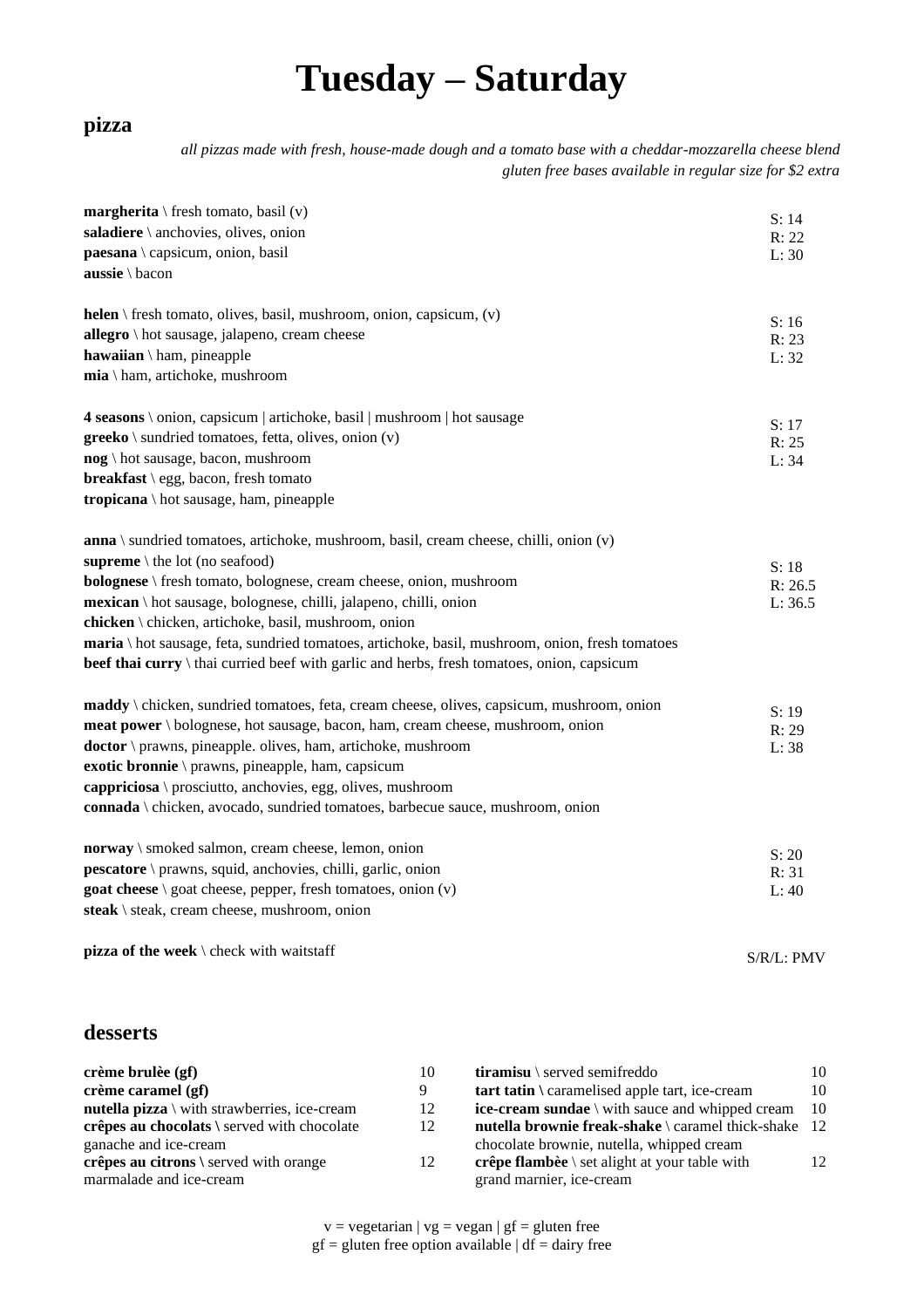# Tuesday – Saturday

## pizza

*all pizzas made with fresh, house-made dough and a tomato base with a cheddar-mozzarella cheese blend*
*gluten free bases available in regular size for $2 extra*

**margherita** \ fresh tomato, basil (v)
**saladiere** \ anchovies, olives, onion
**paesana** \ capsicum, onion, basil
**aussie** \ bacon

S: 14
R: 22
L: 30

**helen** \ fresh tomato, olives, basil, mushroom, onion, capsicum, (v)
**allegro** \ hot sausage, jalapeno, cream cheese
**hawaiian** \ ham, pineapple
**mia** \ ham, artichoke, mushroom

S: 16
R: 23
L: 32

**4 seasons** \ onion, capsicum | artichoke, basil | mushroom | hot sausage
**greeko** \ sundried tomatoes, fetta, olives, onion (v)
**nog** \ hot sausage, bacon, mushroom
**breakfast** \ egg, bacon, fresh tomato
**tropicana** \ hot sausage, ham, pineapple

S: 17
R: 25
L: 34

**anna** \ sundried tomatoes, artichoke, mushroom, basil, cream cheese, chilli, onion (v)
**supreme** \ the lot (no seafood)
**bolognese** \ fresh tomato, bolognese, cream cheese, onion, mushroom
**mexican** \ hot sausage, bolognese, chilli, jalapeno, chilli, onion
**chicken** \ chicken, artichoke, basil, mushroom, onion
**maria** \ hot sausage, feta, sundried tomatoes, artichoke, basil, mushroom, onion, fresh tomatoes
**beef thai curry** \ thai curried beef with garlic and herbs, fresh tomatoes, onion, capsicum

S: 18
R: 26.5
L: 36.5

**maddy** \ chicken, sundried tomatoes, feta, cream cheese, olives, capsicum, mushroom, onion
**meat power** \ bolognese, hot sausage, bacon, ham, cream cheese, mushroom, onion
**doctor** \ prawns, pineapple. olives, ham, artichoke, mushroom
**exotic bronnie** \ prawns, pineapple, ham, capsicum
**cappriciosa** \ prosciutto, anchovies, egg, olives, mushroom
**connada** \ chicken, avocado, sundried tomatoes, barbecue sauce, mushroom, onion

S: 19
R: 29
L: 38

**norway** \ smoked salmon, cream cheese, lemon, onion
**pescatore** \ prawns, squid, anchovies, chilli, garlic, onion
**goat cheese** \ goat cheese, pepper, fresh tomatoes, onion (v)
**steak** \ steak, cream cheese, mushroom, onion

S: 20
R: 31
L: 40

**pizza of the week** \ check with waitstaff

S/R/L: PMV

## desserts

**crème brulèe (gf)** 10
**crème caramel (gf)** 9
**nutella pizza** \ with strawberries, ice-cream 12
**crêpes au chocolats** \ served with chocolate ganache and ice-cream 12
**crêpes au citrons \** served with orange marmalade and ice-cream 12

**tiramisu** \ served semifreddo 10
**tart tatin \** caramelised apple tart, ice-cream 10
**ice-cream sundae** \ with sauce and whipped cream 10
**nutella brownie freak-shake** \ caramel thick-shake chocolate brownie, nutella, whipped cream 12
**crêpe flambèe** \ set alight at your table with grand marnier, ice-cream 12

v = vegetarian | vg = vegan | gf = gluten free
gf = gluten free option available | df = dairy free